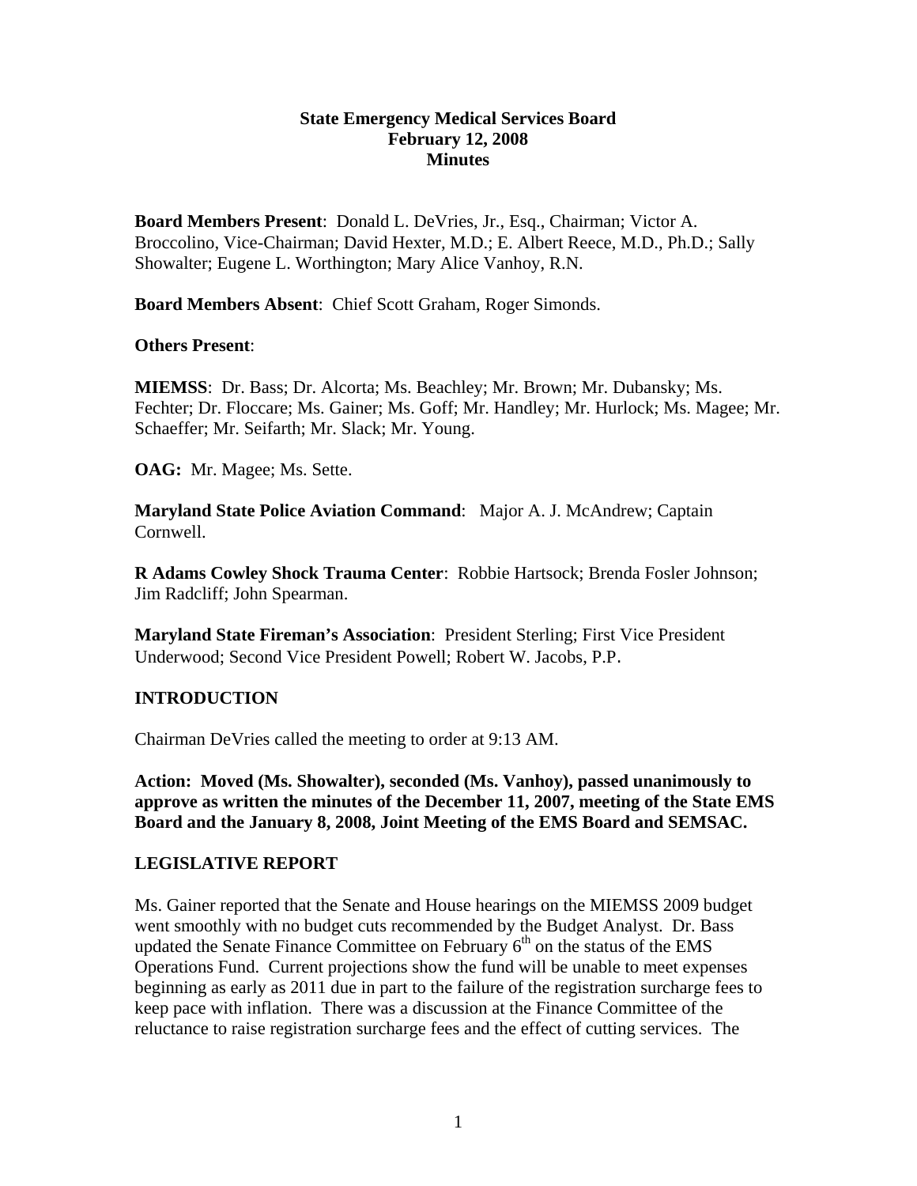**State Emergency Medical Services Board**
**February 12, 2008**
**Minutes**

**Board Members Present**: Donald L. DeVries, Jr., Esq., Chairman; Victor A. Broccolino, Vice-Chairman; David Hexter, M.D.; E. Albert Reece, M.D., Ph.D.; Sally Showalter; Eugene L. Worthington; Mary Alice Vanhoy, R.N.

**Board Members Absent**: Chief Scott Graham, Roger Simonds.

**Others Present**:

**MIEMSS**: Dr. Bass; Dr. Alcorta; Ms. Beachley; Mr. Brown; Mr. Dubansky; Ms. Fechter; Dr. Floccare; Ms. Gainer; Ms. Goff; Mr. Handley; Mr. Hurlock; Ms. Magee; Mr. Schaeffer; Mr. Seifarth; Mr. Slack; Mr. Young.

**OAG:** Mr. Magee; Ms. Sette.

**Maryland State Police Aviation Command**: Major A. J. McAndrew; Captain Cornwell.

**R Adams Cowley Shock Trauma Center**: Robbie Hartsock; Brenda Fosler Johnson; Jim Radcliff; John Spearman.

**Maryland State Fireman's Association**: President Sterling; First Vice President Underwood; Second Vice President Powell; Robert W. Jacobs, P.P.

## INTRODUCTION

Chairman DeVries called the meeting to order at 9:13 AM.

**Action: Moved (Ms. Showalter), seconded (Ms. Vanhoy), passed unanimously to approve as written the minutes of the December 11, 2007, meeting of the State EMS Board and the January 8, 2008, Joint Meeting of the EMS Board and SEMSAC.**

## LEGISLATIVE REPORT

Ms. Gainer reported that the Senate and House hearings on the MIEMSS 2009 budget went smoothly with no budget cuts recommended by the Budget Analyst. Dr. Bass updated the Senate Finance Committee on February 6th on the status of the EMS Operations Fund. Current projections show the fund will be unable to meet expenses beginning as early as 2011 due in part to the failure of the registration surcharge fees to keep pace with inflation. There was a discussion at the Finance Committee of the reluctance to raise registration surcharge fees and the effect of cutting services. The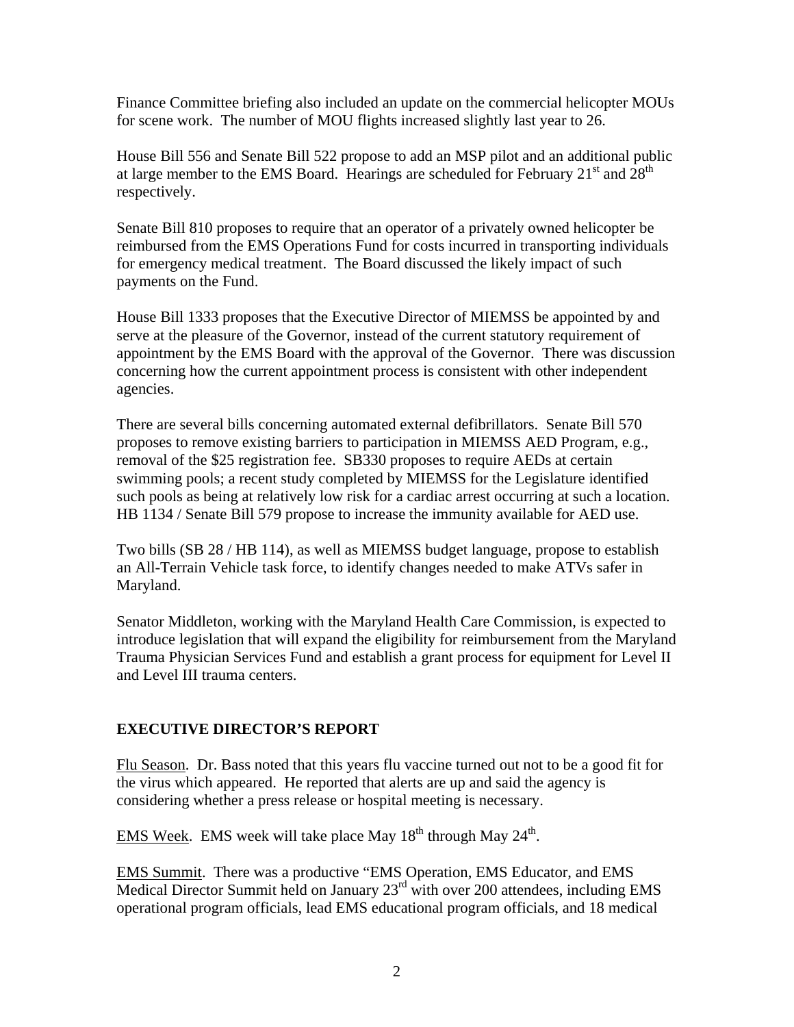Finance Committee briefing also included an update on the commercial helicopter MOUs for scene work. The number of MOU flights increased slightly last year to 26.

House Bill 556 and Senate Bill 522 propose to add an MSP pilot and an additional public at large member to the EMS Board. Hearings are scheduled for February 21st and 28th respectively.

Senate Bill 810 proposes to require that an operator of a privately owned helicopter be reimbursed from the EMS Operations Fund for costs incurred in transporting individuals for emergency medical treatment. The Board discussed the likely impact of such payments on the Fund.

House Bill 1333 proposes that the Executive Director of MIEMSS be appointed by and serve at the pleasure of the Governor, instead of the current statutory requirement of appointment by the EMS Board with the approval of the Governor. There was discussion concerning how the current appointment process is consistent with other independent agencies.

There are several bills concerning automated external defibrillators. Senate Bill 570 proposes to remove existing barriers to participation in MIEMSS AED Program, e.g., removal of the $25 registration fee. SB330 proposes to require AEDs at certain swimming pools; a recent study completed by MIEMSS for the Legislature identified such pools as being at relatively low risk for a cardiac arrest occurring at such a location. HB 1134 / Senate Bill 579 propose to increase the immunity available for AED use.

Two bills (SB 28 / HB 114), as well as MIEMSS budget language, propose to establish an All-Terrain Vehicle task force, to identify changes needed to make ATVs safer in Maryland.

Senator Middleton, working with the Maryland Health Care Commission, is expected to introduce legislation that will expand the eligibility for reimbursement from the Maryland Trauma Physician Services Fund and establish a grant process for equipment for Level II and Level III trauma centers.

## EXECUTIVE DIRECTOR'S REPORT

Flu Season. Dr. Bass noted that this years flu vaccine turned out not to be a good fit for the virus which appeared. He reported that alerts are up and said the agency is considering whether a press release or hospital meeting is necessary.

EMS Week. EMS week will take place May 18th through May 24th.

EMS Summit. There was a productive "EMS Operation, EMS Educator, and EMS Medical Director Summit held on January 23rd with over 200 attendees, including EMS operational program officials, lead EMS educational program officials, and 18 medical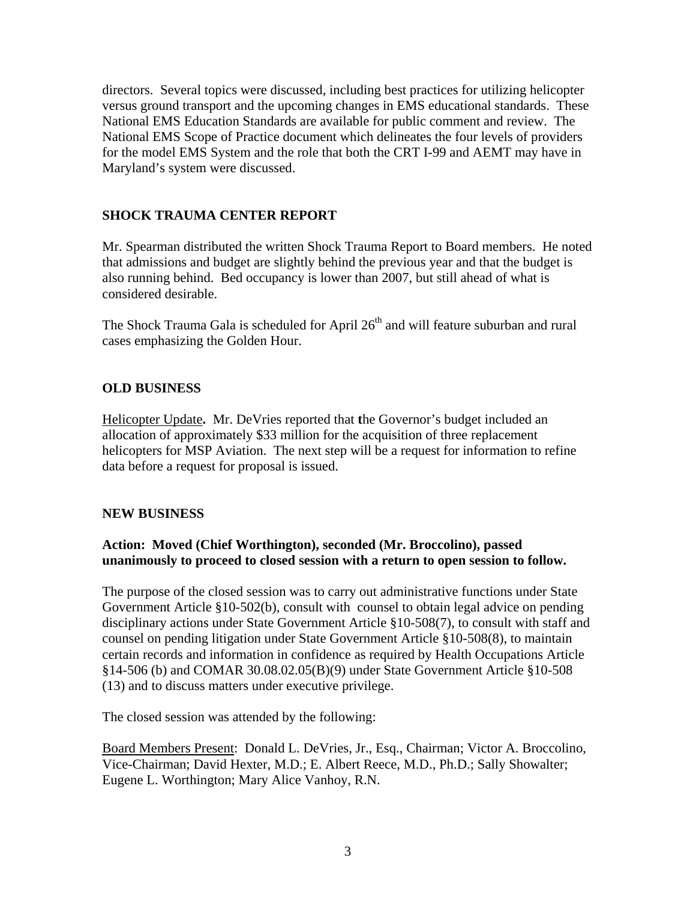directors. Several topics were discussed, including best practices for utilizing helicopter versus ground transport and the upcoming changes in EMS educational standards. These National EMS Education Standards are available for public comment and review. The National EMS Scope of Practice document which delineates the four levels of providers for the model EMS System and the role that both the CRT I-99 and AEMT may have in Maryland's system were discussed.

## SHOCK TRAUMA CENTER REPORT

Mr. Spearman distributed the written Shock Trauma Report to Board members. He noted that admissions and budget are slightly behind the previous year and that the budget is also running behind. Bed occupancy is lower than 2007, but still ahead of what is considered desirable.

The Shock Trauma Gala is scheduled for April 26th and will feature suburban and rural cases emphasizing the Golden Hour.

## OLD BUSINESS

Helicopter Update**.** Mr. DeVries reported that the Governor's budget included an allocation of approximately $33 million for the acquisition of three replacement helicopters for MSP Aviation. The next step will be a request for information to refine data before a request for proposal is issued.

## NEW BUSINESS

**Action: Moved (Chief Worthington), seconded (Mr. Broccolino), passed unanimously to proceed to closed session with a return to open session to follow.**

The purpose of the closed session was to carry out administrative functions under State Government Article §10-502(b), consult with counsel to obtain legal advice on pending disciplinary actions under State Government Article §10-508(7), to consult with staff and counsel on pending litigation under State Government Article §10-508(8), to maintain certain records and information in confidence as required by Health Occupations Article §14-506 (b) and COMAR 30.08.02.05(B)(9) under State Government Article §10-508 (13) and to discuss matters under executive privilege.

The closed session was attended by the following:

Board Members Present: Donald L. DeVries, Jr., Esq., Chairman; Victor A. Broccolino, Vice-Chairman; David Hexter, M.D.; E. Albert Reece, M.D., Ph.D.; Sally Showalter; Eugene L. Worthington; Mary Alice Vanhoy, R.N.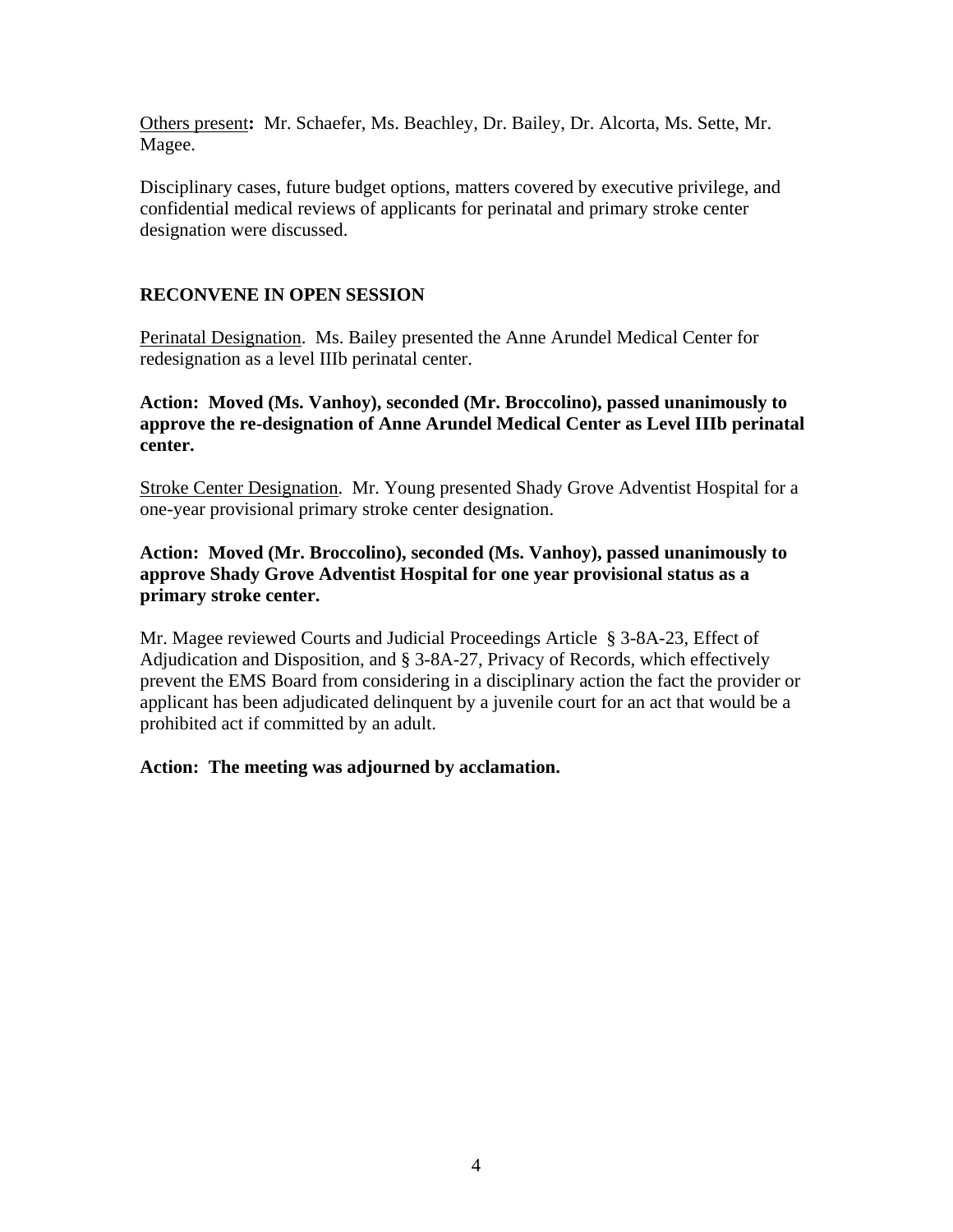Others present**:** Mr. Schaefer, Ms. Beachley, Dr. Bailey, Dr. Alcorta, Ms. Sette, Mr. Magee.

Disciplinary cases, future budget options, matters covered by executive privilege, and confidential medical reviews of applicants for perinatal and primary stroke center designation were discussed.

## RECONVENE IN OPEN SESSION

Perinatal Designation. Ms. Bailey presented the Anne Arundel Medical Center for redesignation as a level IIIb perinatal center.

**Action: Moved (Ms. Vanhoy), seconded (Mr. Broccolino), passed unanimously to approve the re-designation of Anne Arundel Medical Center as Level IIIb perinatal center.**

Stroke Center Designation. Mr. Young presented Shady Grove Adventist Hospital for a one-year provisional primary stroke center designation.

**Action: Moved (Mr. Broccolino), seconded (Ms. Vanhoy), passed unanimously to approve Shady Grove Adventist Hospital for one year provisional status as a primary stroke center.**

Mr. Magee reviewed Courts and Judicial Proceedings Article § 3-8A-23, Effect of Adjudication and Disposition, and § 3-8A-27, Privacy of Records, which effectively prevent the EMS Board from considering in a disciplinary action the fact the provider or applicant has been adjudicated delinquent by a juvenile court for an act that would be a prohibited act if committed by an adult.

**Action: The meeting was adjourned by acclamation.**